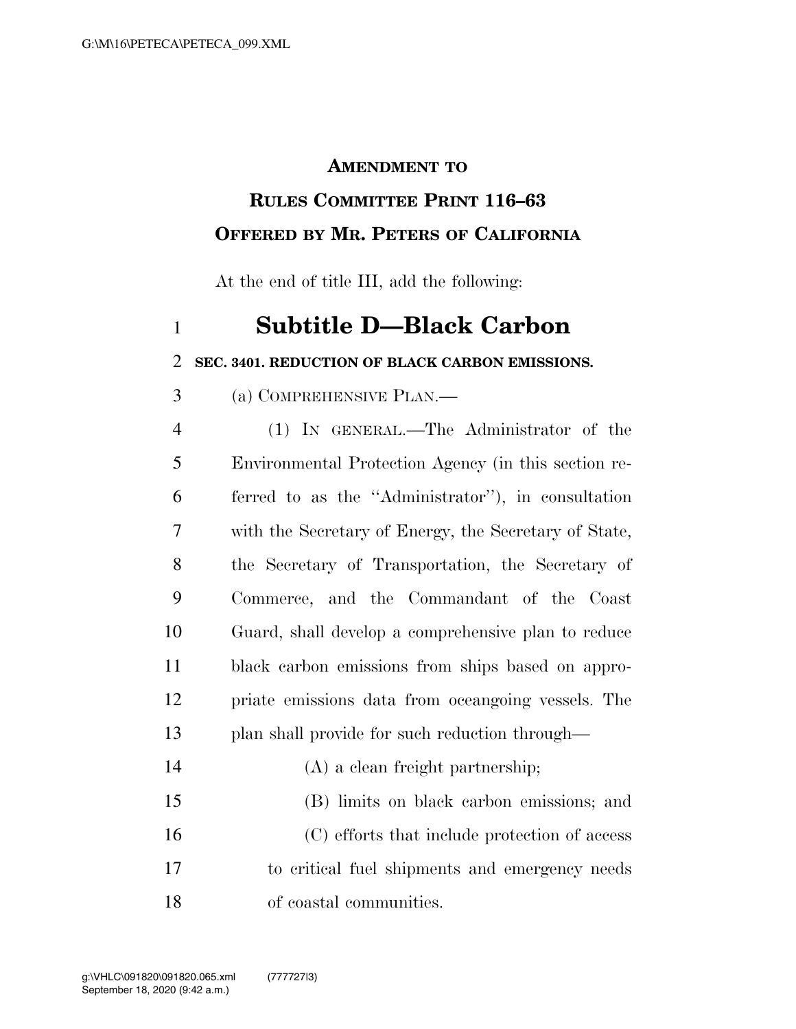# AMENDMENT TO RULES COMMITTEE PRINT 116–63 OFFERED BY MR. PETERS OF CALIFORNIA

At the end of title III, add the following:

## Subtitle D—Black Carbon

**SEC. 3401. REDUCTION OF BLACK CARBON EMISSIONS.**

(a) COMPREHENSIVE PLAN.—

(1) IN GENERAL.—The Administrator of the Environmental Protection Agency (in this section referred to as the "Administrator"), in consultation with the Secretary of Energy, the Secretary of State, the Secretary of Transportation, the Secretary of Commerce, and the Commandant of the Coast Guard, shall develop a comprehensive plan to reduce black carbon emissions from ships based on appropriate emissions data from oceangoing vessels. The plan shall provide for such reduction through—

(A) a clean freight partnership;

(B) limits on black carbon emissions; and

(C) efforts that include protection of access to critical fuel shipments and emergency needs of coastal communities.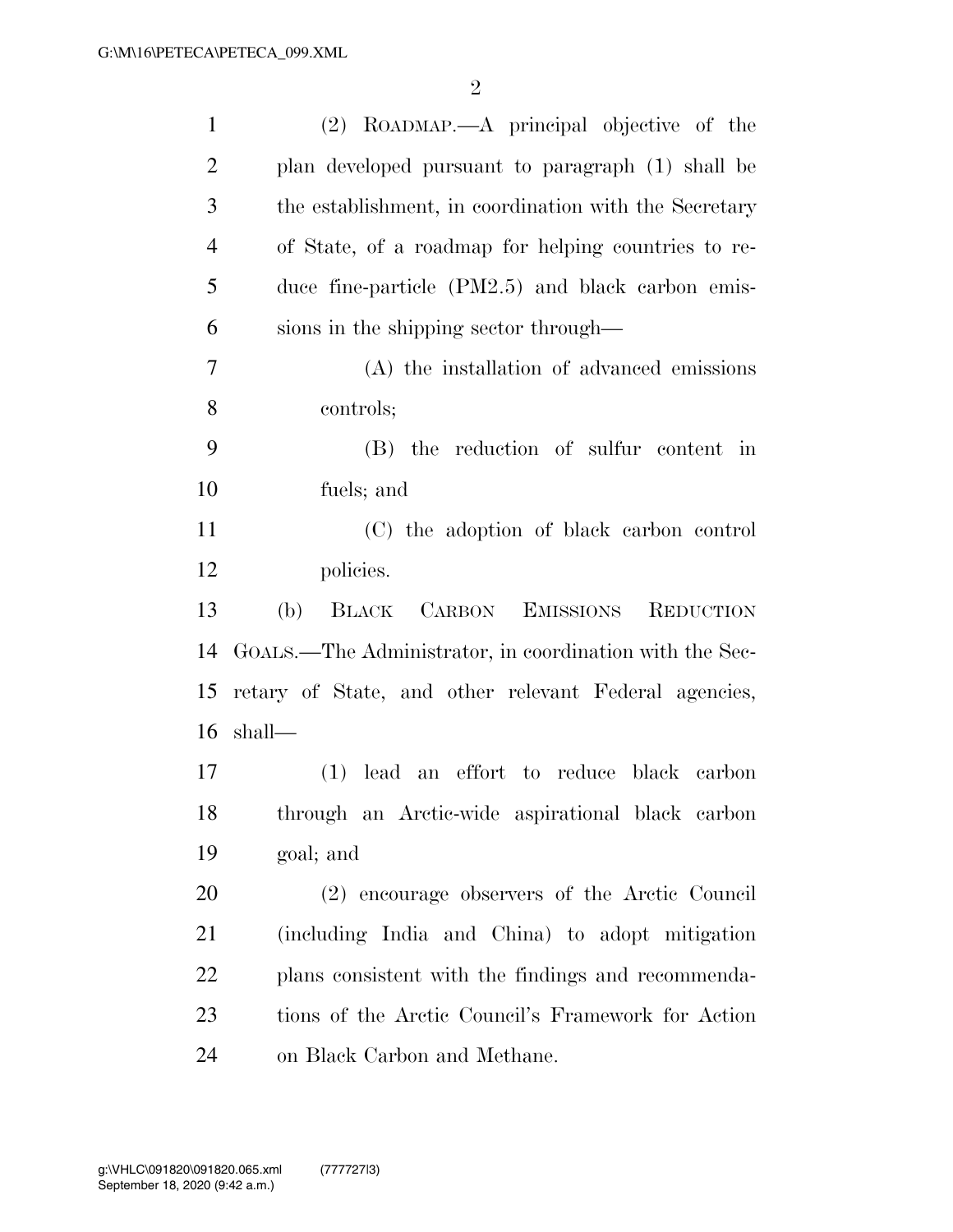(2) ROADMAP.—A principal objective of the plan developed pursuant to paragraph (1) shall be the establishment, in coordination with the Secretary of State, of a roadmap for helping countries to reduce fine-particle (PM2.5) and black carbon emissions in the shipping sector through—

(A) the installation of advanced emissions controls;

(B) the reduction of sulfur content in fuels; and

(C) the adoption of black carbon control policies.

(b) BLACK CARBON EMISSIONS REDUCTION GOALS.—The Administrator, in coordination with the Secretary of State, and other relevant Federal agencies, shall—

(1) lead an effort to reduce black carbon through an Arctic-wide aspirational black carbon goal; and

(2) encourage observers of the Arctic Council (including India and China) to adopt mitigation plans consistent with the findings and recommendations of the Arctic Council's Framework for Action on Black Carbon and Methane.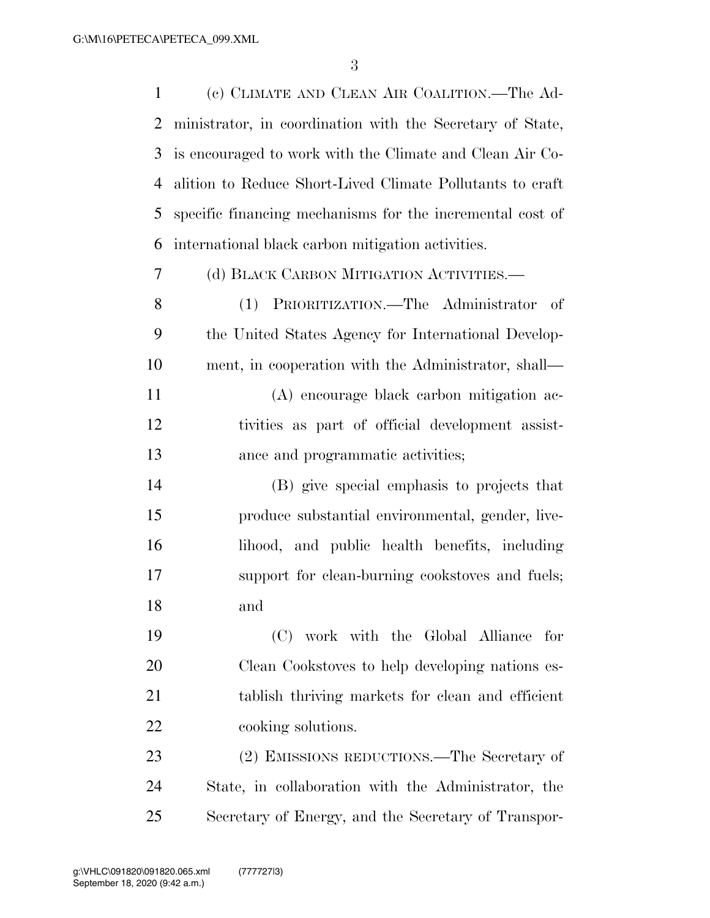(c) CLIMATE AND CLEAN AIR COALITION.—The Administrator, in coordination with the Secretary of State, is encouraged to work with the Climate and Clean Air Coalition to Reduce Short-Lived Climate Pollutants to craft specific financing mechanisms for the incremental cost of international black carbon mitigation activities.

(d) BLACK CARBON MITIGATION ACTIVITIES.—

(1) PRIORITIZATION.—The Administrator of the United States Agency for International Development, in cooperation with the Administrator, shall—

(A) encourage black carbon mitigation activities as part of official development assistance and programmatic activities;

(B) give special emphasis to projects that produce substantial environmental, gender, livelihood, and public health benefits, including support for clean-burning cookstoves and fuels; and

(C) work with the Global Alliance for Clean Cookstoves to help developing nations establish thriving markets for clean and efficient cooking solutions.

(2) EMISSIONS REDUCTIONS.—The Secretary of State, in collaboration with the Administrator, the Secretary of Energy, and the Secretary of Transpor-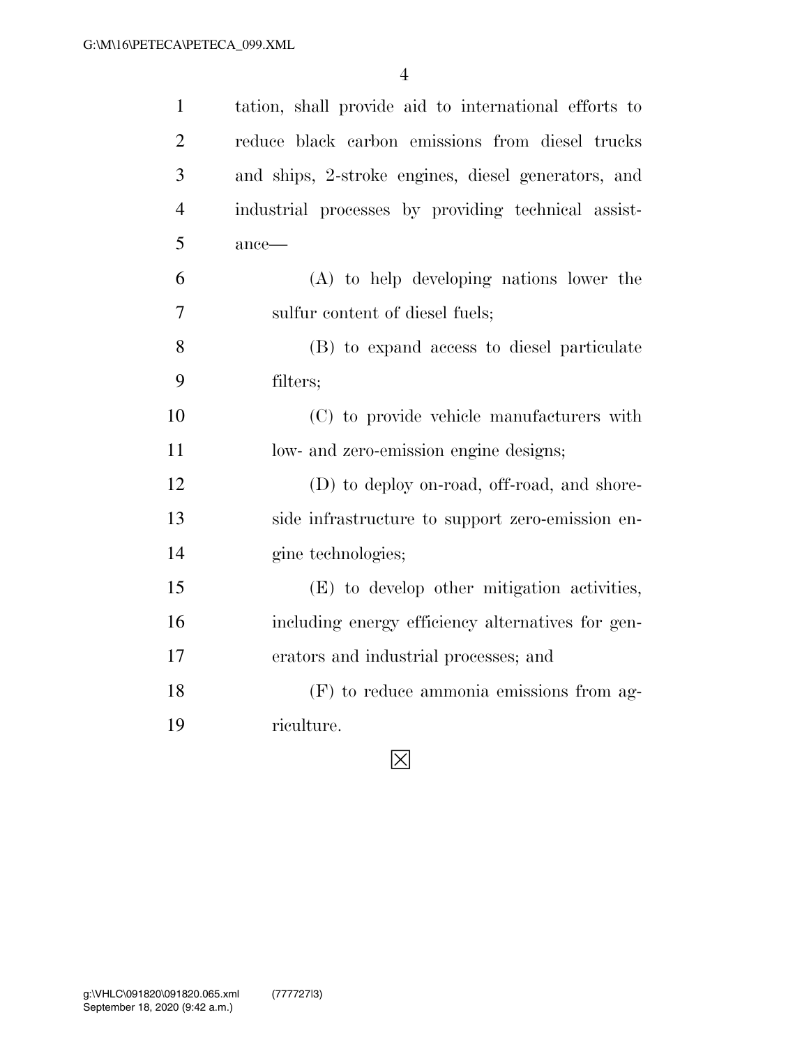tation, shall provide aid to international efforts to reduce black carbon emissions from diesel trucks and ships, 2-stroke engines, diesel generators, and industrial processes by providing technical assistance—

(A) to help developing nations lower the sulfur content of diesel fuels;

(B) to expand access to diesel particulate filters;

(C) to provide vehicle manufacturers with low- and zero-emission engine designs;

(D) to deploy on-road, off-road, and shoreside infrastructure to support zero-emission engine technologies;

(E) to develop other mitigation activities, including energy efficiency alternatives for generators and industrial processes; and

(F) to reduce ammonia emissions from agriculture.